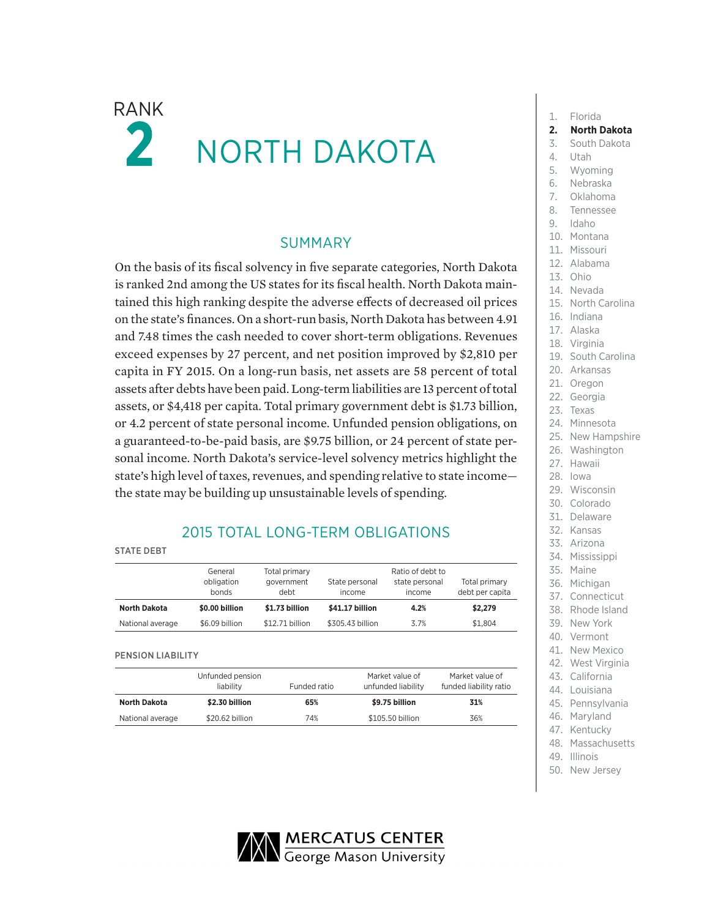RANK

# 2 NORTH DAKOTA

## SUMMARY

On the basis of its fiscal solvency in five separate categories, North Dakota is ranked 2nd among the US states for its fiscal health. North Dakota maintained this high ranking despite the adverse effects of decreased oil prices on the state's finances. On a short-run basis, North Dakota has between 4.91 and 7.48 times the cash needed to cover short-term obligations. Revenues exceed expenses by 27 percent, and net position improved by $2,810 per capita in FY 2015. On a long-run basis, net assets are 58 percent of total assets after debts have been paid. Long-term liabilities are 13 percent of total assets, or $4,418 per capita. Total primary government debt is $1.73 billion, or 4.2 percent of state personal income. Unfunded pension obligations, on a guaranteed-to-be-paid basis, are $9.75 billion, or 24 percent of state personal income. North Dakota's service-level solvency metrics highlight the state's high level of taxes, revenues, and spending relative to state income—the state may be building up unsustainable levels of spending.

## 2015 TOTAL LONG-TERM OBLIGATIONS

STATE DEBT

| | General obligation bonds | Total primary government debt | State personal income | Ratio of debt to state personal income | Total primary debt per capita |
|---|---|---|---|---|---|
| **North Dakota** | **$0.00 billion** | **$1.73 billion** | **$41.17 billion** | **4.2%** | **$2,279** |
| National average | $6.09 billion | $12.71 billion | $305.43 billion | 3.7% | $1,804 |

PENSION LIABILITY

| | Unfunded pension liability | Funded ratio | Market value of unfunded liability | Market value of funded liability ratio |
|---|---|---|---|---|
| **North Dakota** | **$2.30 billion** | **65%** | **$9.75 billion** | **31%** |
| National average | $20.62 billion | 74% | $105.50 billion | 36% |

1. Florida
2. **North Dakota**
3. South Dakota
4. Utah
5. Wyoming
6. Nebraska
7. Oklahoma
8. Tennessee
9. Idaho
10. Montana
11. Missouri
12. Alabama
13. Ohio
14. Nevada
15. North Carolina
16. Indiana
17. Alaska
18. Virginia
19. South Carolina
20. Arkansas
21. Oregon
22. Georgia
23. Texas
24. Minnesota
25. New Hampshire
26. Washington
27. Hawaii
28. Iowa
29. Wisconsin
30. Colorado
31. Delaware
32. Kansas
33. Arizona
34. Mississippi
35. Maine
36. Michigan
37. Connecticut
38. Rhode Island
39. New York
40. Vermont
41. New Mexico
42. West Virginia
43. California
44. Louisiana
45. Pennsylvania
46. Maryland
47. Kentucky
48. Massachusetts
49. Illinois
50. New Jersey

MERCATUS CENTER
George Mason University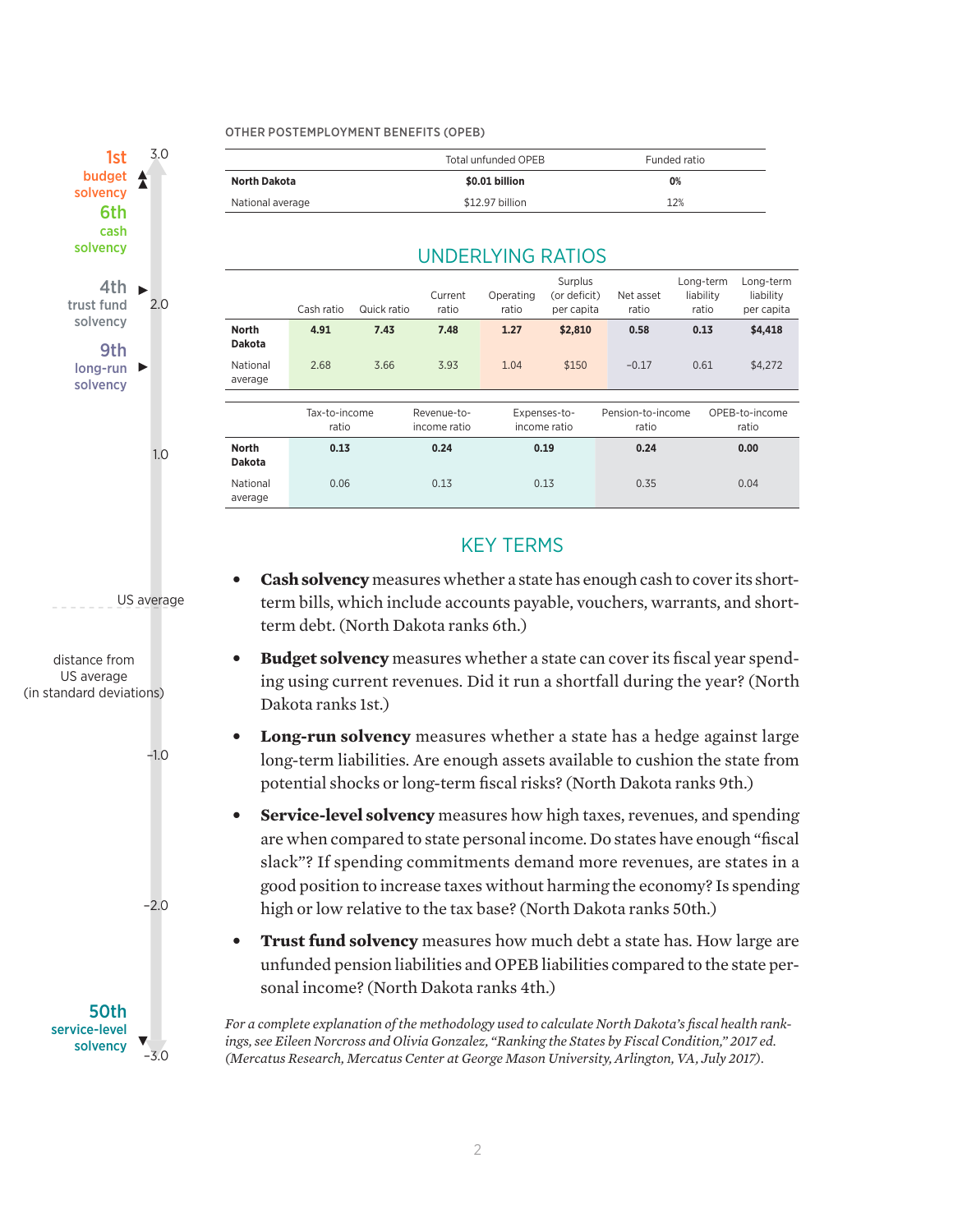1st
budget
solvency
6th
cash
solvency

4th
trust fund
solvency

9th
long-run
solvency

3.0
2.0
1.0
US average
distance from
US average
(in standard deviations)
-1.0
-2.0
-3.0

50th
service-level
solvency

OTHER POSTEMPLOYMENT BENEFITS (OPEB)

| | Total unfunded OPEB | Funded ratio |
|---|---|---|
| **North Dakota** | **$0.01 billion** | **0%** |
| National average | $12.97 billion | 12% |

## UNDERLYING RATIOS

| | Cash ratio | Quick ratio | Current ratio | Operating ratio | Surplus (or deficit) per capita | Net asset ratio | Long-term liability ratio | Long-term liability per capita |
|---|---|---|---|---|---|---|---|---|
| **North Dakota** | **4.91** | **7.43** | **7.48** | **1.27** | **$2,810** | **0.58** | **0.13** | **$4,418** |
| National average | 2.68 | 3.66 | 3.93 | 1.04 | $150 | −0.17 | 0.61 | $4,272 |

| | Tax-to-income ratio | Revenue-to-income ratio | Expenses-to-income ratio | Pension-to-income ratio | OPEB-to-income ratio |
|---|---|---|---|---|---|
| **North Dakota** | **0.13** | **0.24** | **0.19** | **0.24** | **0.00** |
| National average | 0.06 | 0.13 | 0.13 | 0.35 | 0.04 |

## KEY TERMS

- **Cash solvency** measures whether a state has enough cash to cover its short-term bills, which include accounts payable, vouchers, warrants, and short-term debt. (North Dakota ranks 6th.)
- **Budget solvency** measures whether a state can cover its fiscal year spending using current revenues. Did it run a shortfall during the year? (North Dakota ranks 1st.)
- **Long-run solvency** measures whether a state has a hedge against large long-term liabilities. Are enough assets available to cushion the state from potential shocks or long-term fiscal risks? (North Dakota ranks 9th.)
- **Service-level solvency** measures how high taxes, revenues, and spending are when compared to state personal income. Do states have enough "fiscal slack"? If spending commitments demand more revenues, are states in a good position to increase taxes without harming the economy? Is spending high or low relative to the tax base? (North Dakota ranks 50th.)
- **Trust fund solvency** measures how much debt a state has. How large are unfunded pension liabilities and OPEB liabilities compared to the state personal income? (North Dakota ranks 4th.)

*For a complete explanation of the methodology used to calculate North Dakota's fiscal health rankings, see Eileen Norcross and Olivia Gonzalez, "Ranking the States by Fiscal Condition," 2017 ed. (Mercatus Research, Mercatus Center at George Mason University, Arlington, VA, July 2017).*